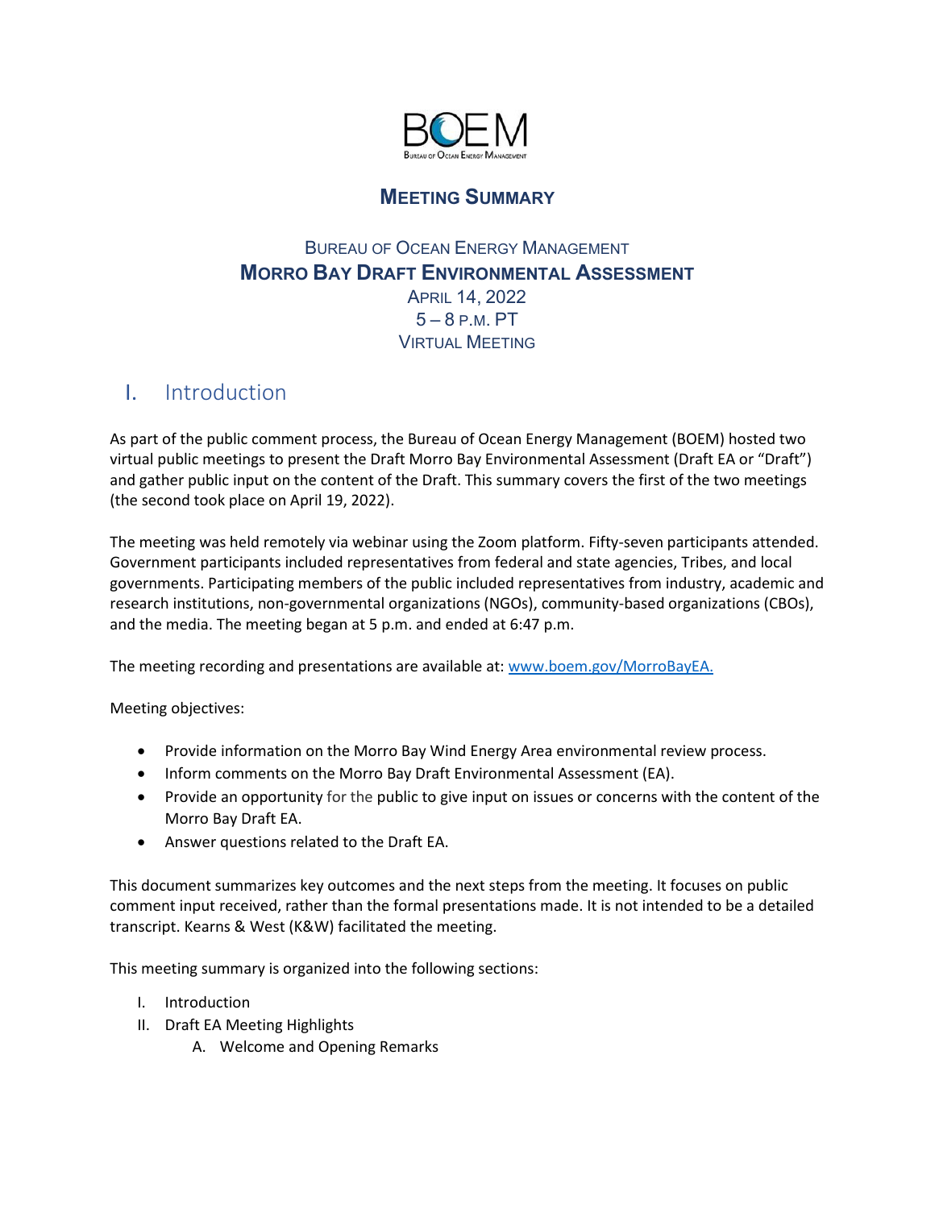# MEETING SUMMARY

## BUREAU OF OCEAN ENERGY MANAGEMENT
## MORRO BAY DRAFT ENVIRONMENTAL ASSESSMENT

APRIL 14, 2022
5 – 8 P.M. PT
VIRTUAL MEETING

## I. Introduction

As part of the public comment process, the Bureau of Ocean Energy Management (BOEM) hosted two virtual public meetings to present the Draft Morro Bay Environmental Assessment (Draft EA or "Draft") and gather public input on the content of the Draft. This summary covers the first of the two meetings (the second took place on April 19, 2022).

The meeting was held remotely via webinar using the Zoom platform. Fifty-seven participants attended. Government participants included representatives from federal and state agencies, Tribes, and local governments. Participating members of the public included representatives from industry, academic and research institutions, non-governmental organizations (NGOs), community-based organizations (CBOs), and the media. The meeting began at 5 p.m. and ended at 6:47 p.m.

The meeting recording and presentations are available at: www.boem.gov/MorroBayEA.

Meeting objectives:

- Provide information on the Morro Bay Wind Energy Area environmental review process.
- Inform comments on the Morro Bay Draft Environmental Assessment (EA).
- Provide an opportunity for the public to give input on issues or concerns with the content of the Morro Bay Draft EA.
- Answer questions related to the Draft EA.

This document summarizes key outcomes and the next steps from the meeting. It focuses on public comment input received, rather than the formal presentations made. It is not intended to be a detailed transcript. Kearns & West (K&W) facilitated the meeting.

This meeting summary is organized into the following sections:

I. Introduction
II. Draft EA Meeting Highlights
    A. Welcome and Opening Remarks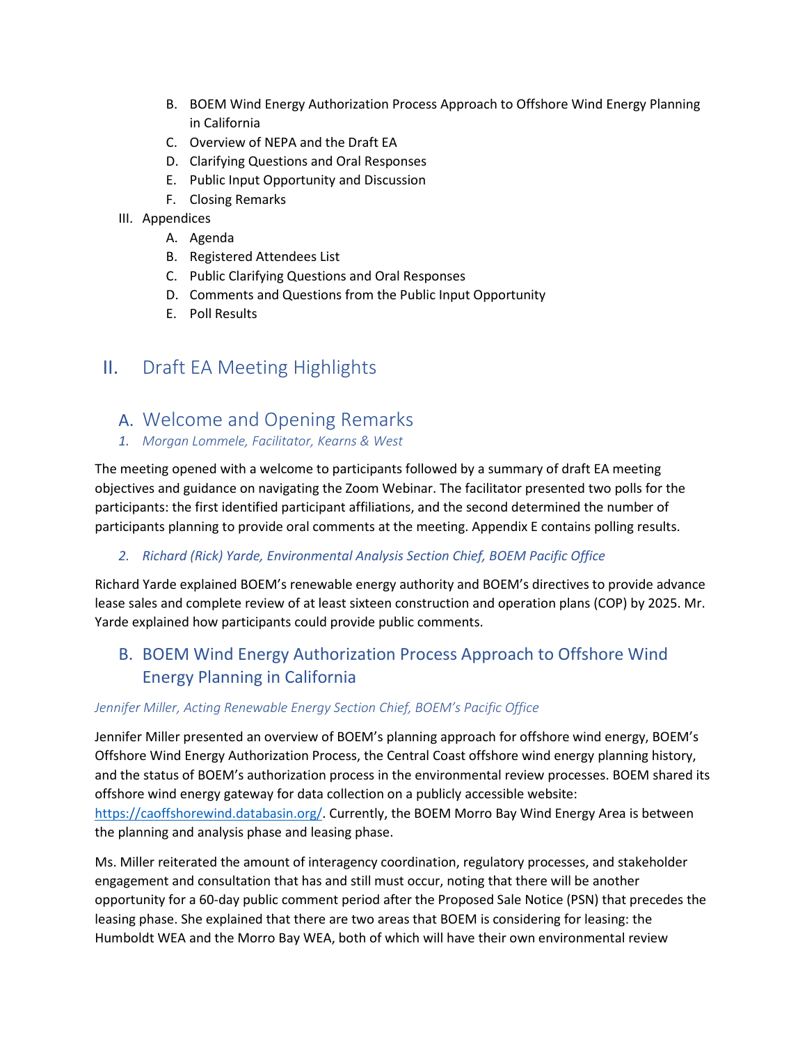B. BOEM Wind Energy Authorization Process Approach to Offshore Wind Energy Planning in California
   C. Overview of NEPA and the Draft EA
   D. Clarifying Questions and Oral Responses
   E. Public Input Opportunity and Discussion
   F. Closing Remarks

III. Appendices
   A. Agenda
   B. Registered Attendees List
   C. Public Clarifying Questions and Oral Responses
   D. Comments and Questions from the Public Input Opportunity
   E. Poll Results

# II. Draft EA Meeting Highlights

## A. Welcome and Opening Remarks

### *1. Morgan Lommele, Facilitator, Kearns & West*

The meeting opened with a welcome to participants followed by a summary of draft EA meeting objectives and guidance on navigating the Zoom Webinar. The facilitator presented two polls for the participants: the first identified participant affiliations, and the second determined the number of participants planning to provide oral comments at the meeting. Appendix E contains polling results.

### *2. Richard (Rick) Yarde, Environmental Analysis Section Chief, BOEM Pacific Office*

Richard Yarde explained BOEM's renewable energy authority and BOEM's directives to provide advance lease sales and complete review of at least sixteen construction and operation plans (COP) by 2025. Mr. Yarde explained how participants could provide public comments.

## B. BOEM Wind Energy Authorization Process Approach to Offshore Wind Energy Planning in California

*Jennifer Miller, Acting Renewable Energy Section Chief, BOEM's Pacific Office*

Jennifer Miller presented an overview of BOEM's planning approach for offshore wind energy, BOEM's Offshore Wind Energy Authorization Process, the Central Coast offshore wind energy planning history, and the status of BOEM's authorization process in the environmental review processes. BOEM shared its offshore wind energy gateway for data collection on a publicly accessible website: https://caoffshorewind.databasin.org/. Currently, the BOEM Morro Bay Wind Energy Area is between the planning and analysis phase and leasing phase.

Ms. Miller reiterated the amount of interagency coordination, regulatory processes, and stakeholder engagement and consultation that has and still must occur, noting that there will be another opportunity for a 60-day public comment period after the Proposed Sale Notice (PSN) that precedes the leasing phase. She explained that there are two areas that BOEM is considering for leasing: the Humboldt WEA and the Morro Bay WEA, both of which will have their own environmental review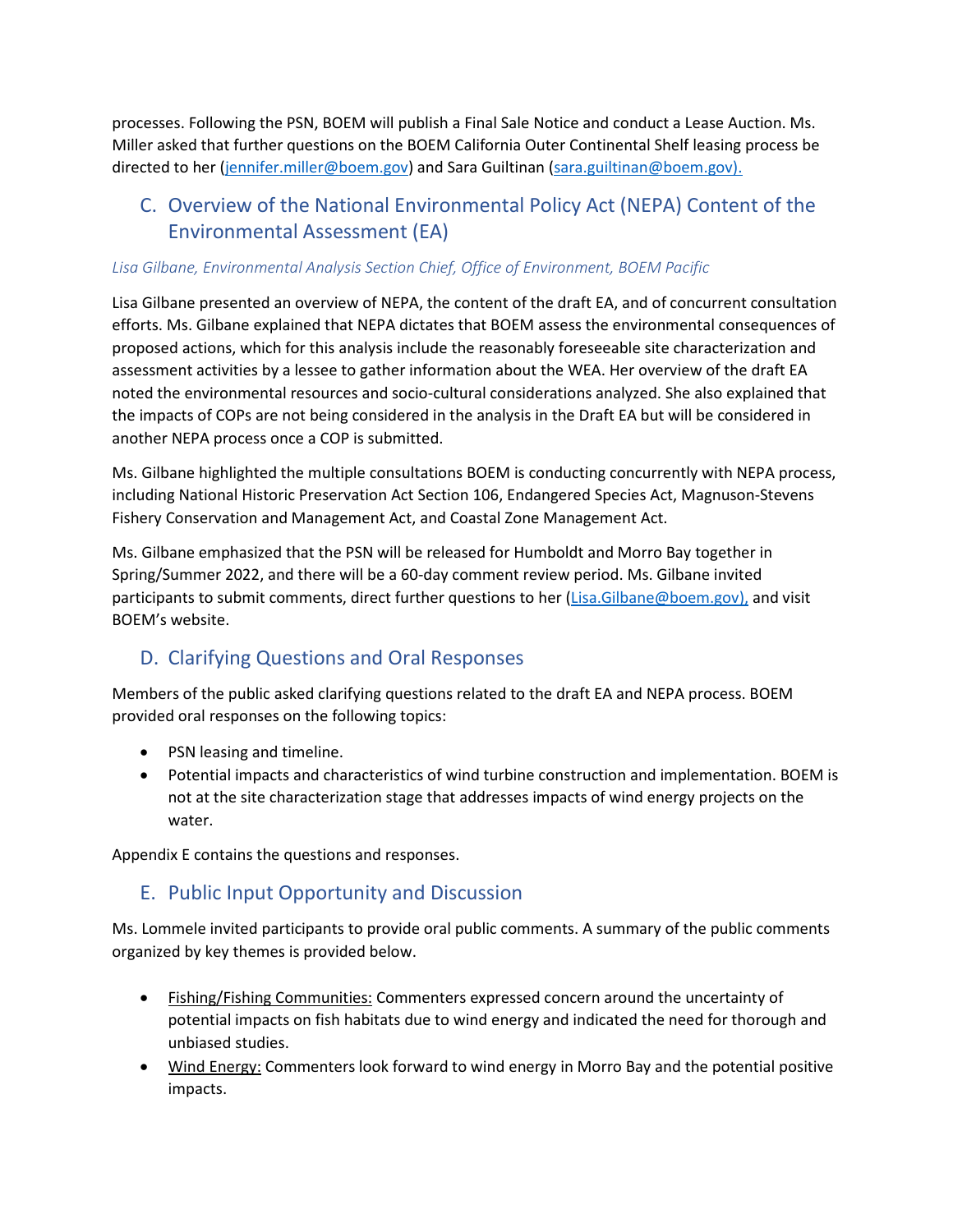processes. Following the PSN, BOEM will publish a Final Sale Notice and conduct a Lease Auction. Ms. Miller asked that further questions on the BOEM California Outer Continental Shelf leasing process be directed to her (jennifer.miller@boem.gov) and Sara Guiltinan (sara.guiltinan@boem.gov).

## C. Overview of the National Environmental Policy Act (NEPA) Content of the Environmental Assessment (EA)

*Lisa Gilbane, Environmental Analysis Section Chief, Office of Environment, BOEM Pacific*

Lisa Gilbane presented an overview of NEPA, the content of the draft EA, and of concurrent consultation efforts. Ms. Gilbane explained that NEPA dictates that BOEM assess the environmental consequences of proposed actions, which for this analysis include the reasonably foreseeable site characterization and assessment activities by a lessee to gather information about the WEA. Her overview of the draft EA noted the environmental resources and socio-cultural considerations analyzed. She also explained that the impacts of COPs are not being considered in the analysis in the Draft EA but will be considered in another NEPA process once a COP is submitted.

Ms. Gilbane highlighted the multiple consultations BOEM is conducting concurrently with NEPA process, including National Historic Preservation Act Section 106, Endangered Species Act, Magnuson-Stevens Fishery Conservation and Management Act, and Coastal Zone Management Act.

Ms. Gilbane emphasized that the PSN will be released for Humboldt and Morro Bay together in Spring/Summer 2022, and there will be a 60-day comment review period. Ms. Gilbane invited participants to submit comments, direct further questions to her (Lisa.Gilbane@boem.gov), and visit BOEM's website.

## D. Clarifying Questions and Oral Responses

Members of the public asked clarifying questions related to the draft EA and NEPA process. BOEM provided oral responses on the following topics:

- PSN leasing and timeline.
- Potential impacts and characteristics of wind turbine construction and implementation. BOEM is not at the site characterization stage that addresses impacts of wind energy projects on the water.

Appendix E contains the questions and responses.

## E. Public Input Opportunity and Discussion

Ms. Lommele invited participants to provide oral public comments. A summary of the public comments organized by key themes is provided below.

- Fishing/Fishing Communities: Commenters expressed concern around the uncertainty of potential impacts on fish habitats due to wind energy and indicated the need for thorough and unbiased studies.
- Wind Energy: Commenters look forward to wind energy in Morro Bay and the potential positive impacts.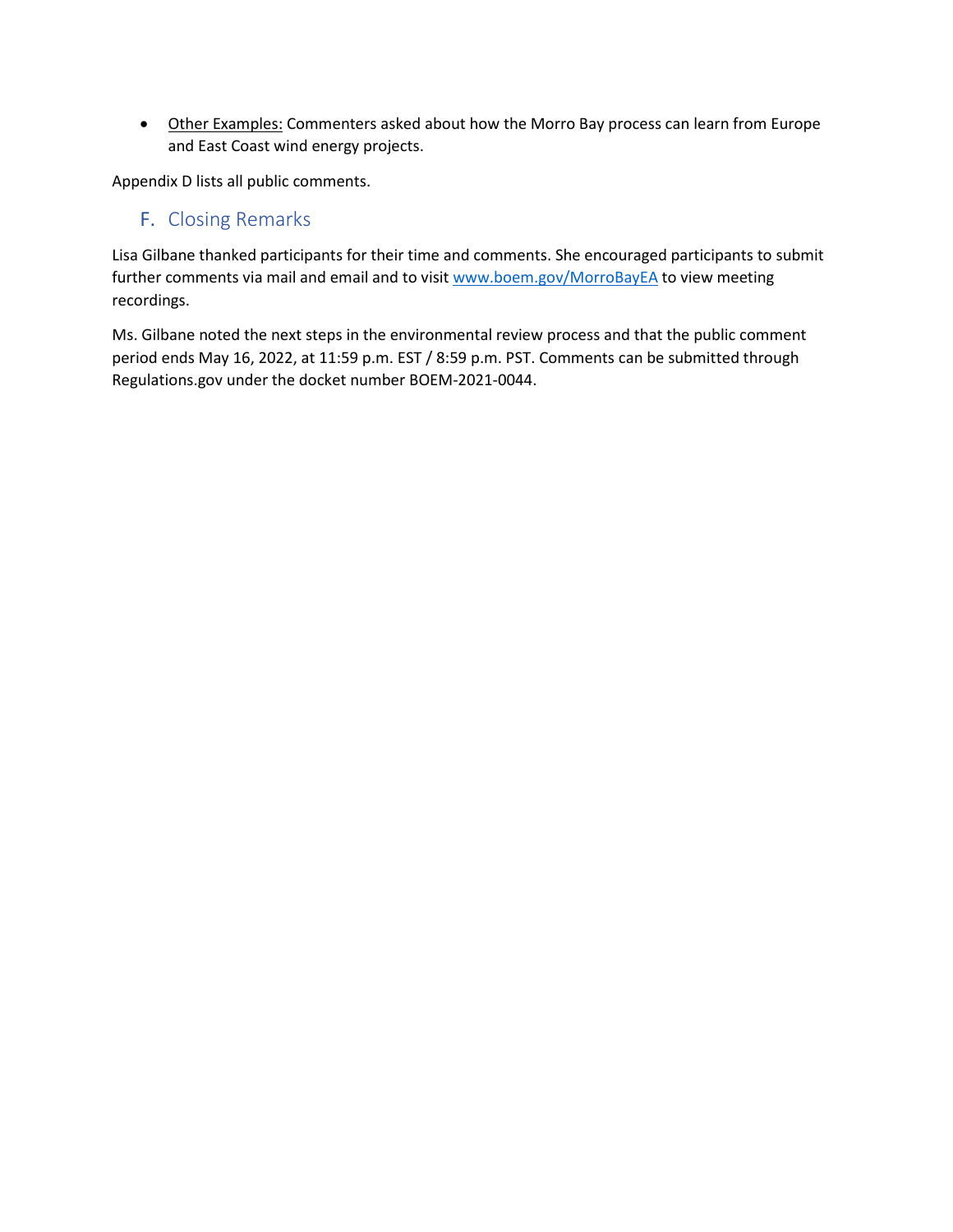- Other Examples: Commenters asked about how the Morro Bay process can learn from Europe and East Coast wind energy projects.

Appendix D lists all public comments.

## F. Closing Remarks

Lisa Gilbane thanked participants for their time and comments. She encouraged participants to submit further comments via mail and email and to visit [www.boem.gov/MorroBayEA](www.boem.gov/MorroBayEA) to view meeting recordings.

Ms. Gilbane noted the next steps in the environmental review process and that the public comment period ends May 16, 2022, at 11:59 p.m. EST / 8:59 p.m. PST. Comments can be submitted through Regulations.gov under the docket number BOEM-2021-0044.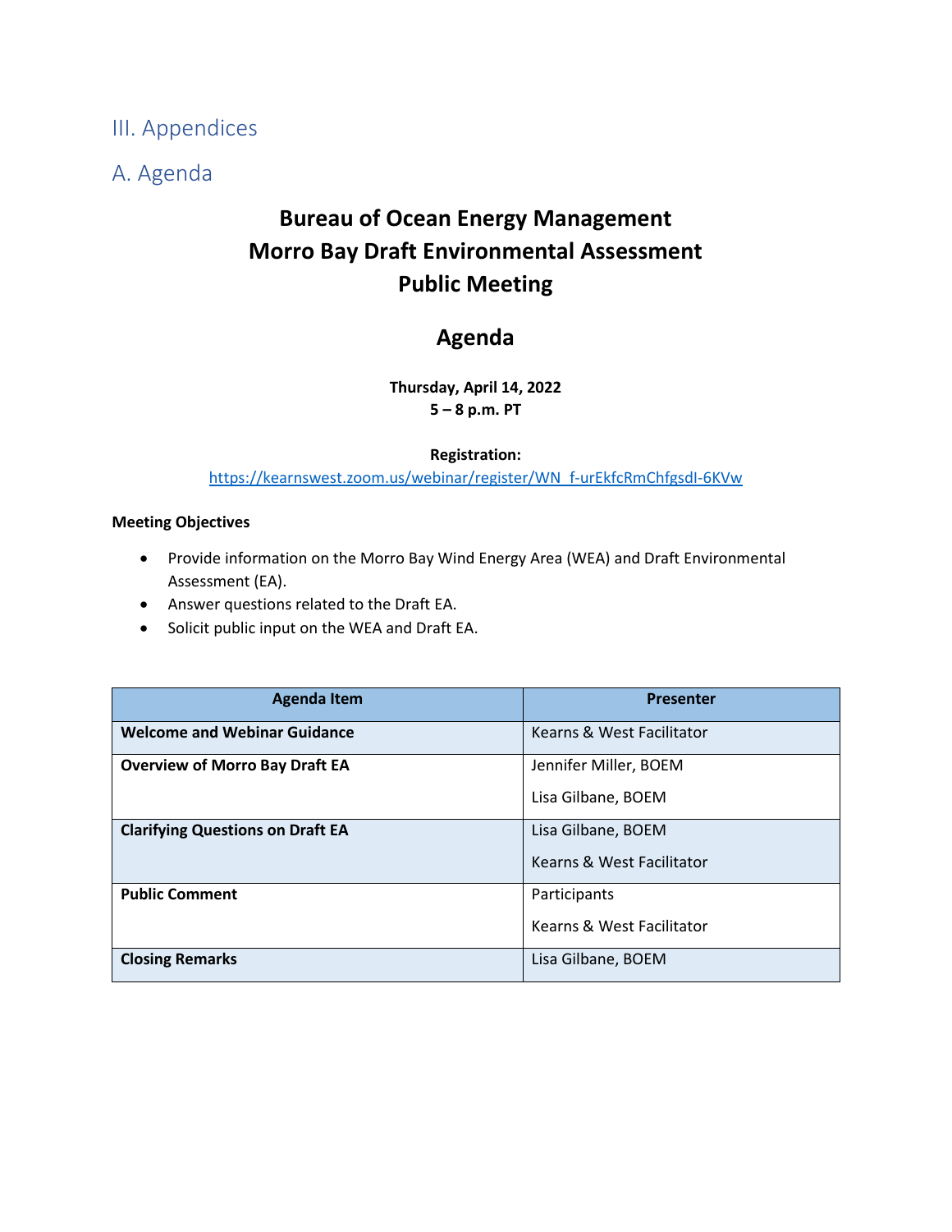# III. Appendices

## A. Agenda

**Bureau of Ocean Energy Management**
**Morro Bay Draft Environmental Assessment**
**Public Meeting**

**Agenda**

**Thursday, April 14, 2022**
**5 – 8 p.m. PT**

**Registration:**
https://kearnswest.zoom.us/webinar/register/WN_f-urEkfcRmChfgsdI-6KVw

**Meeting Objectives**

- Provide information on the Morro Bay Wind Energy Area (WEA) and Draft Environmental Assessment (EA).
- Answer questions related to the Draft EA.
- Solicit public input on the WEA and Draft EA.

| Agenda Item | Presenter |
|---|---|
| **Welcome and Webinar Guidance** | Kearns & West Facilitator |
| **Overview of Morro Bay Draft EA** | Jennifer Miller, BOEM<br>Lisa Gilbane, BOEM |
| **Clarifying Questions on Draft EA** | Lisa Gilbane, BOEM<br>Kearns & West Facilitator |
| **Public Comment** | Participants<br>Kearns & West Facilitator |
| **Closing Remarks** | Lisa Gilbane, BOEM |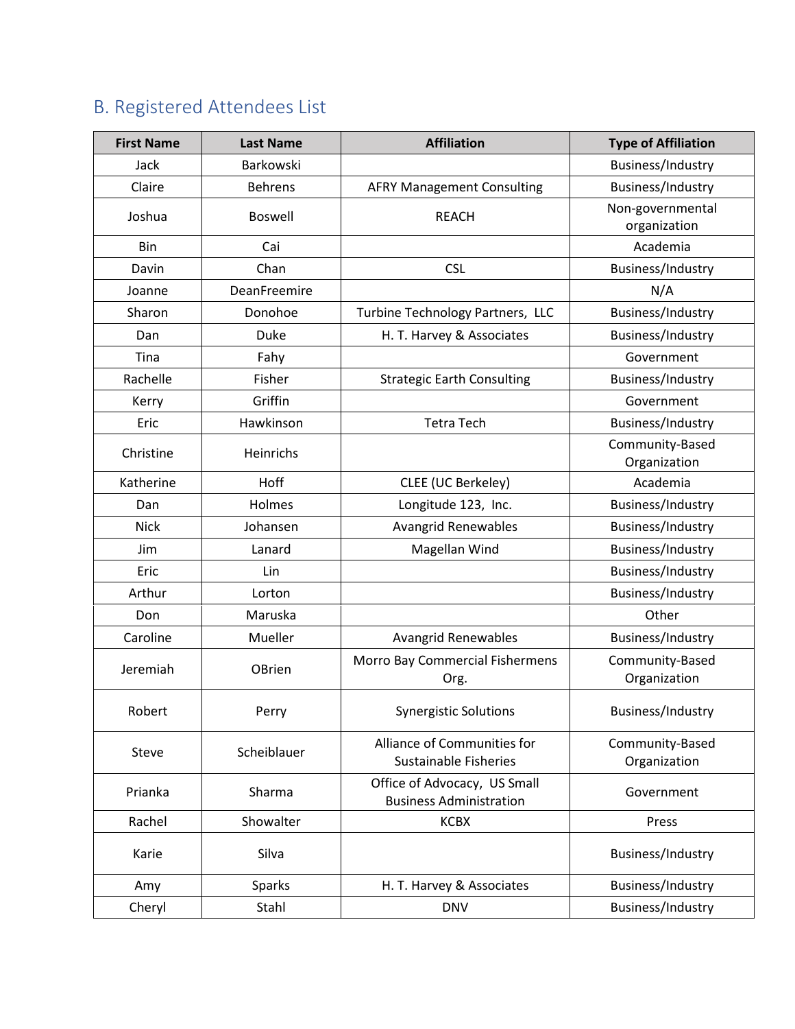## B. Registered Attendees List

| First Name | Last Name | Affiliation | Type of Affiliation |
|---|---|---|---|
| Jack | Barkowski | | Business/Industry |
| Claire | Behrens | AFRY Management Consulting | Business/Industry |
| Joshua | Boswell | REACH | Non-governmental organization |
| Bin | Cai | | Academia |
| Davin | Chan | CSL | Business/Industry |
| Joanne | DeanFreemire | | N/A |
| Sharon | Donohoe | Turbine Technology Partners, LLC | Business/Industry |
| Dan | Duke | H. T. Harvey & Associates | Business/Industry |
| Tina | Fahy | | Government |
| Rachelle | Fisher | Strategic Earth Consulting | Business/Industry |
| Kerry | Griffin | | Government |
| Eric | Hawkinson | Tetra Tech | Business/Industry |
| Christine | Heinrichs | | Community-Based Organization |
| Katherine | Hoff | CLEE (UC Berkeley) | Academia |
| Dan | Holmes | Longitude 123, Inc. | Business/Industry |
| Nick | Johansen | Avangrid Renewables | Business/Industry |
| Jim | Lanard | Magellan Wind | Business/Industry |
| Eric | Lin | | Business/Industry |
| Arthur | Lorton | | Business/Industry |
| Don | Maruska | | Other |
| Caroline | Mueller | Avangrid Renewables | Business/Industry |
| Jeremiah | OBrien | Morro Bay Commercial Fishermens Org. | Community-Based Organization |
| Robert | Perry | Synergistic Solutions | Business/Industry |
| Steve | Scheiblauer | Alliance of Communities for Sustainable Fisheries | Community-Based Organization |
| Prianka | Sharma | Office of Advocacy, US Small Business Administration | Government |
| Rachel | Showalter | KCBX | Press |
| Karie | Silva | | Business/Industry |
| Amy | Sparks | H. T. Harvey & Associates | Business/Industry |
| Cheryl | Stahl | DNV | Business/Industry |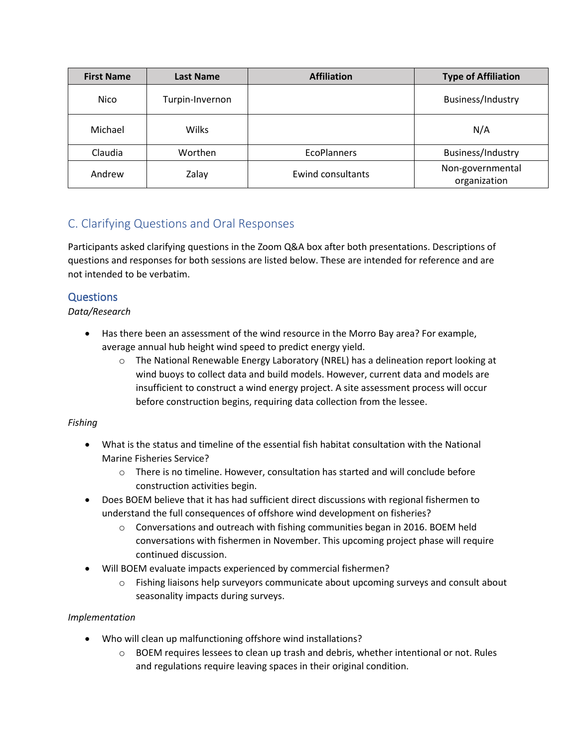| First Name | Last Name | Affiliation | Type of Affiliation |
|---|---|---|---|
| Nico | Turpin-Invernon | | Business/Industry |
| Michael | Wilks | | N/A |
| Claudia | Worthen | EcoPlanners | Business/Industry |
| Andrew | Zalay | Ewind consultants | Non-governmental organization |

## C. Clarifying Questions and Oral Responses

Participants asked clarifying questions in the Zoom Q&A box after both presentations. Descriptions of questions and responses for both sessions are listed below. These are intended for reference and are not intended to be verbatim.

### Questions

*Data/Research*

- Has there been an assessment of the wind resource in the Morro Bay area? For example, average annual hub height wind speed to predict energy yield.
  - The National Renewable Energy Laboratory (NREL) has a delineation report looking at wind buoys to collect data and build models. However, current data and models are insufficient to construct a wind energy project. A site assessment process will occur before construction begins, requiring data collection from the lessee.

*Fishing*

- What is the status and timeline of the essential fish habitat consultation with the National Marine Fisheries Service?
  - There is no timeline. However, consultation has started and will conclude before construction activities begin.
- Does BOEM believe that it has had sufficient direct discussions with regional fishermen to understand the full consequences of offshore wind development on fisheries?
  - Conversations and outreach with fishing communities began in 2016. BOEM held conversations with fishermen in November. This upcoming project phase will require continued discussion.
- Will BOEM evaluate impacts experienced by commercial fishermen?
  - Fishing liaisons help surveyors communicate about upcoming surveys and consult about seasonality impacts during surveys.

*Implementation*

- Who will clean up malfunctioning offshore wind installations?
  - BOEM requires lessees to clean up trash and debris, whether intentional or not. Rules and regulations require leaving spaces in their original condition.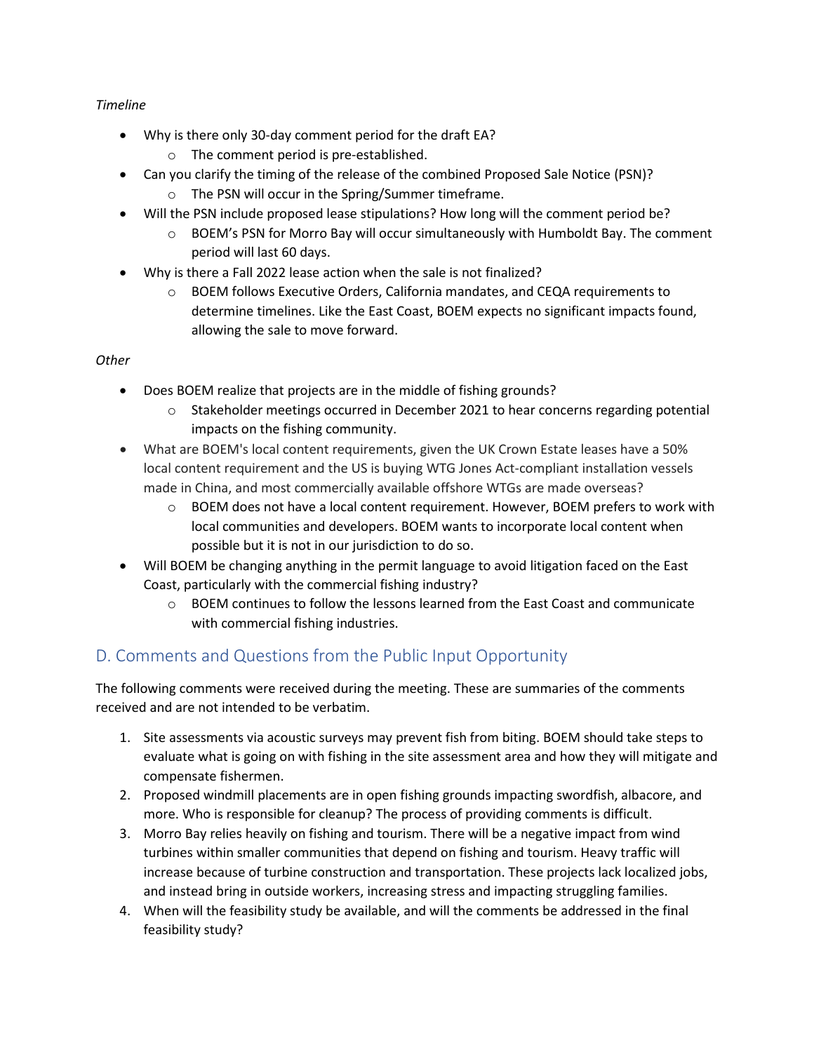*Timeline*

- Why is there only 30-day comment period for the draft EA?
  - The comment period is pre-established.
- Can you clarify the timing of the release of the combined Proposed Sale Notice (PSN)?
  - The PSN will occur in the Spring/Summer timeframe.
- Will the PSN include proposed lease stipulations? How long will the comment period be?
  - BOEM's PSN for Morro Bay will occur simultaneously with Humboldt Bay. The comment period will last 60 days.
- Why is there a Fall 2022 lease action when the sale is not finalized?
  - BOEM follows Executive Orders, California mandates, and CEQA requirements to determine timelines. Like the East Coast, BOEM expects no significant impacts found, allowing the sale to move forward.

*Other*

- Does BOEM realize that projects are in the middle of fishing grounds?
  - Stakeholder meetings occurred in December 2021 to hear concerns regarding potential impacts on the fishing community.
- What are BOEM's local content requirements, given the UK Crown Estate leases have a 50% local content requirement and the US is buying WTG Jones Act-compliant installation vessels made in China, and most commercially available offshore WTGs are made overseas?
  - BOEM does not have a local content requirement. However, BOEM prefers to work with local communities and developers. BOEM wants to incorporate local content when possible but it is not in our jurisdiction to do so.
- Will BOEM be changing anything in the permit language to avoid litigation faced on the East Coast, particularly with the commercial fishing industry?
  - BOEM continues to follow the lessons learned from the East Coast and communicate with commercial fishing industries.

## D. Comments and Questions from the Public Input Opportunity

The following comments were received during the meeting. These are summaries of the comments received and are not intended to be verbatim.

1. Site assessments via acoustic surveys may prevent fish from biting. BOEM should take steps to evaluate what is going on with fishing in the site assessment area and how they will mitigate and compensate fishermen.
2. Proposed windmill placements are in open fishing grounds impacting swordfish, albacore, and more. Who is responsible for cleanup? The process of providing comments is difficult.
3. Morro Bay relies heavily on fishing and tourism. There will be a negative impact from wind turbines within smaller communities that depend on fishing and tourism. Heavy traffic will increase because of turbine construction and transportation. These projects lack localized jobs, and instead bring in outside workers, increasing stress and impacting struggling families.
4. When will the feasibility study be available, and will the comments be addressed in the final feasibility study?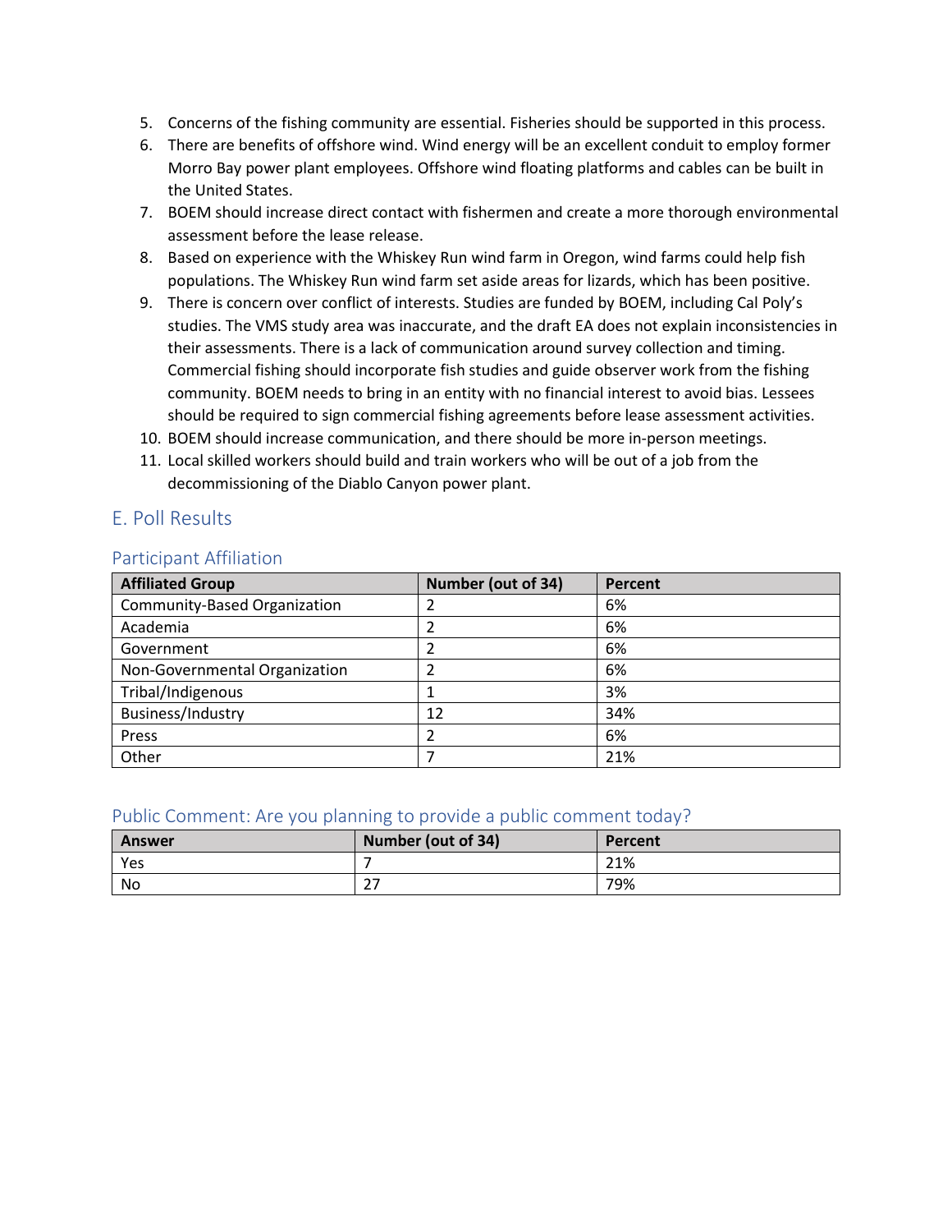5. Concerns of the fishing community are essential. Fisheries should be supported in this process.
6. There are benefits of offshore wind. Wind energy will be an excellent conduit to employ former Morro Bay power plant employees. Offshore wind floating platforms and cables can be built in the United States.
7. BOEM should increase direct contact with fishermen and create a more thorough environmental assessment before the lease release.
8. Based on experience with the Whiskey Run wind farm in Oregon, wind farms could help fish populations. The Whiskey Run wind farm set aside areas for lizards, which has been positive.
9. There is concern over conflict of interests. Studies are funded by BOEM, including Cal Poly's studies. The VMS study area was inaccurate, and the draft EA does not explain inconsistencies in their assessments. There is a lack of communication around survey collection and timing. Commercial fishing should incorporate fish studies and guide observer work from the fishing community. BOEM needs to bring in an entity with no financial interest to avoid bias. Lessees should be required to sign commercial fishing agreements before lease assessment activities.
10. BOEM should increase communication, and there should be more in-person meetings.
11. Local skilled workers should build and train workers who will be out of a job from the decommissioning of the Diablo Canyon power plant.

## E. Poll Results

### Participant Affiliation

| Affiliated Group | Number (out of 34) | Percent |
|---|---|---|
| Community-Based Organization | 2 | 6% |
| Academia | 2 | 6% |
| Government | 2 | 6% |
| Non-Governmental Organization | 2 | 6% |
| Tribal/Indigenous | 1 | 3% |
| Business/Industry | 12 | 34% |
| Press | 2 | 6% |
| Other | 7 | 21% |

### Public Comment: Are you planning to provide a public comment today?

| Answer | Number (out of 34) | Percent |
|---|---|---|
| Yes | 7 | 21% |
| No | 27 | 79% |